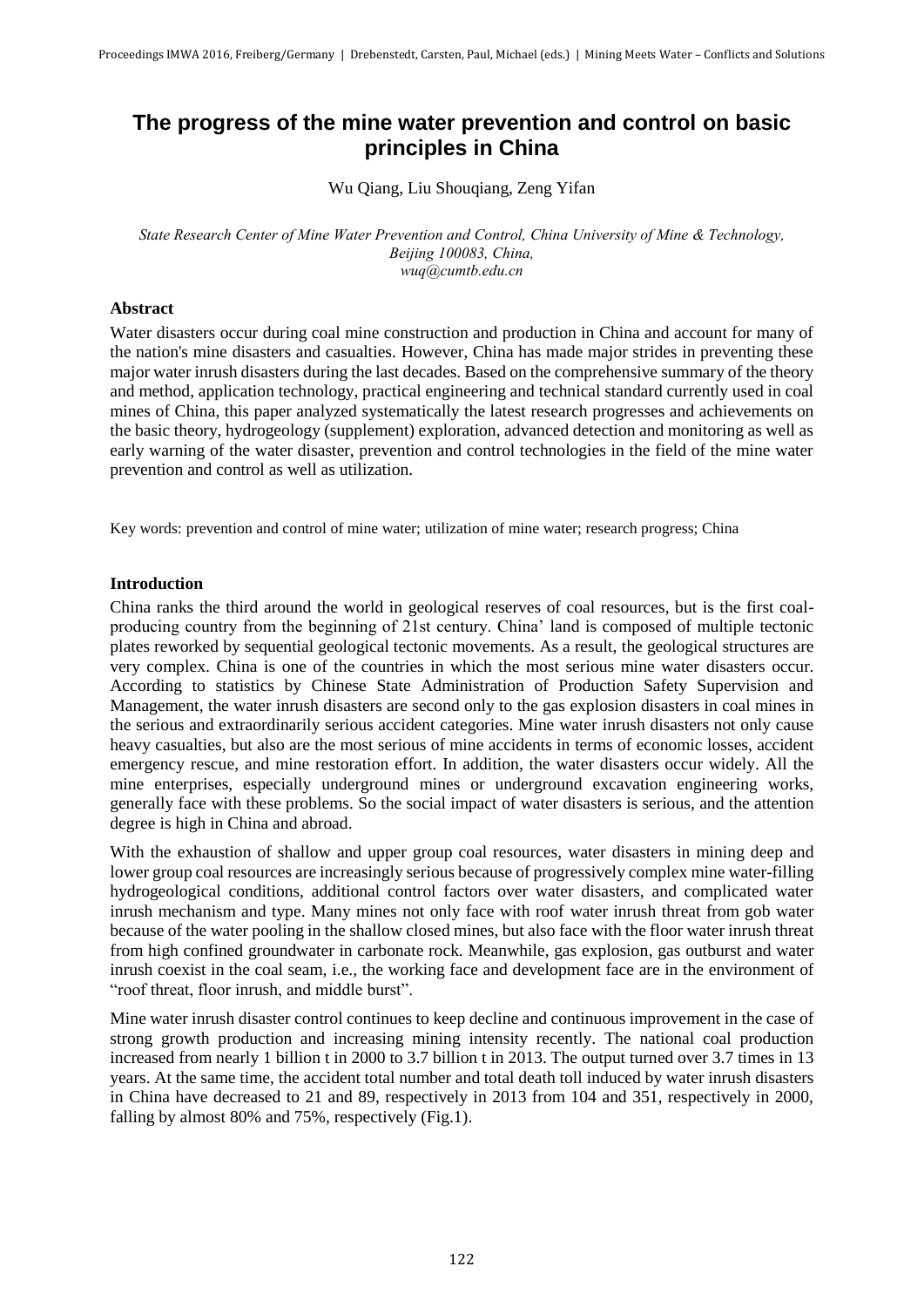# The progress of the mine water prevention and control on basic principles in China

Wu Qiang, Liu Shouqiang, Zeng Yifan

*State Research Center of Mine Water Prevention and Control, China University of Mine & Technology, Beijing 100083, China, wuq@cumtb.edu.cn*

## Abstract

Water disasters occur during coal mine construction and production in China and account for many of the nation's mine disasters and casualties. However, China has made major strides in preventing these major water inrush disasters during the last decades. Based on the comprehensive summary of the theory and method, application technology, practical engineering and technical standard currently used in coal mines of China, this paper analyzed systematically the latest research progresses and achievements on the basic theory, hydrogeology (supplement) exploration, advanced detection and monitoring as well as early warning of the water disaster, prevention and control technologies in the field of the mine water prevention and control as well as utilization.

Key words: prevention and control of mine water; utilization of mine water; research progress; China

## Introduction

China ranks the third around the world in geological reserves of coal resources, but is the first coal-producing country from the beginning of 21st century. China' land is composed of multiple tectonic plates reworked by sequential geological tectonic movements. As a result, the geological structures are very complex. China is one of the countries in which the most serious mine water disasters occur. According to statistics by Chinese State Administration of Production Safety Supervision and Management, the water inrush disasters are second only to the gas explosion disasters in coal mines in the serious and extraordinarily serious accident categories. Mine water inrush disasters not only cause heavy casualties, but also are the most serious of mine accidents in terms of economic losses, accident emergency rescue, and mine restoration effort. In addition, the water disasters occur widely. All the mine enterprises, especially underground mines or underground excavation engineering works, generally face with these problems. So the social impact of water disasters is serious, and the attention degree is high in China and abroad.

With the exhaustion of shallow and upper group coal resources, water disasters in mining deep and lower group coal resources are increasingly serious because of progressively complex mine water-filling hydrogeological conditions, additional control factors over water disasters, and complicated water inrush mechanism and type. Many mines not only face with roof water inrush threat from gob water because of the water pooling in the shallow closed mines, but also face with the floor water inrush threat from high confined groundwater in carbonate rock. Meanwhile, gas explosion, gas outburst and water inrush coexist in the coal seam, i.e., the working face and development face are in the environment of "roof threat, floor inrush, and middle burst".

Mine water inrush disaster control continues to keep decline and continuous improvement in the case of strong growth production and increasing mining intensity recently. The national coal production increased from nearly 1 billion t in 2000 to 3.7 billion t in 2013. The output turned over 3.7 times in 13 years. At the same time, the accident total number and total death toll induced by water inrush disasters in China have decreased to 21 and 89, respectively in 2013 from 104 and 351, respectively in 2000, falling by almost 80% and 75%, respectively (Fig.1).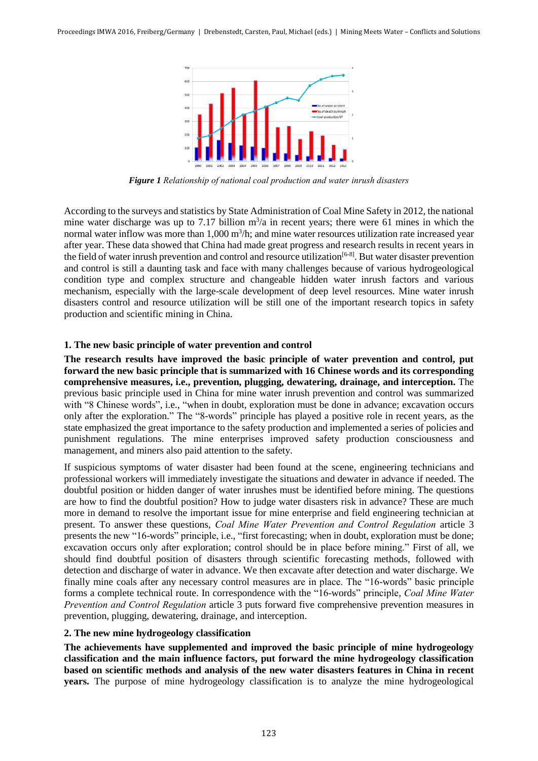*Figure 1* *Relationship of national coal production and water inrush disasters*

According to the surveys and statistics by State Administration of Coal Mine Safety in 2012, the national mine water discharge was up to 7.17 billion $m^3$/a in recent years; there were 61 mines in which the normal water inflow was more than 1,000 $m^3$/h; and mine water resources utilization rate increased year after year. These data showed that China had made great progress and research results in recent years in the field of water inrush prevention and control and resource utilization[6-8]. But water disaster prevention and control is still a daunting task and face with many challenges because of various hydrogeological condition type and complex structure and changeable hidden water inrush factors and various mechanism, especially with the large-scale development of deep level resources. Mine water inrush disasters control and resource utilization will be still one of the important research topics in safety production and scientific mining in China.

## 1. The new basic principle of water prevention and control

**The research results have improved the basic principle of water prevention and control, put forward the new basic principle that is summarized with 16 Chinese words and its corresponding comprehensive measures, i.e., prevention, plugging, dewatering, drainage, and interception.** The previous basic principle used in China for mine water inrush prevention and control was summarized with "8 Chinese words", i.e., "when in doubt, exploration must be done in advance; excavation occurs only after the exploration." The "8-words" principle has played a positive role in recent years, as the state emphasized the great importance to the safety production and implemented a series of policies and punishment regulations. The mine enterprises improved safety production consciousness and management, and miners also paid attention to the safety.

If suspicious symptoms of water disaster had been found at the scene, engineering technicians and professional workers will immediately investigate the situations and dewater in advance if needed. The doubtful position or hidden danger of water inrushes must be identified before mining. The questions are how to find the doubtful position? How to judge water disasters risk in advance? These are much more in demand to resolve the important issue for mine enterprise and field engineering technician at present. To answer these questions, *Coal Mine Water Prevention and Control Regulation* article 3 presents the new "16-words" principle, i.e., "first forecasting; when in doubt, exploration must be done; excavation occurs only after exploration; control should be in place before mining." First of all, we should find doubtful position of disasters through scientific forecasting methods, followed with detection and discharge of water in advance. We then excavate after detection and water discharge. We finally mine coals after any necessary control measures are in place. The "16-words" basic principle forms a complete technical route. In correspondence with the "16-words" principle, *Coal Mine Water Prevention and Control Regulation* article 3 puts forward five comprehensive prevention measures in prevention, plugging, dewatering, drainage, and interception.

## 2. The new mine hydrogeology classification

**The achievements have supplemented and improved the basic principle of mine hydrogeology classification and the main influence factors, put forward the mine hydrogeology classification based on scientific methods and analysis of the new water disasters features in China in recent years.** The purpose of mine hydrogeology classification is to analyze the mine hydrogeological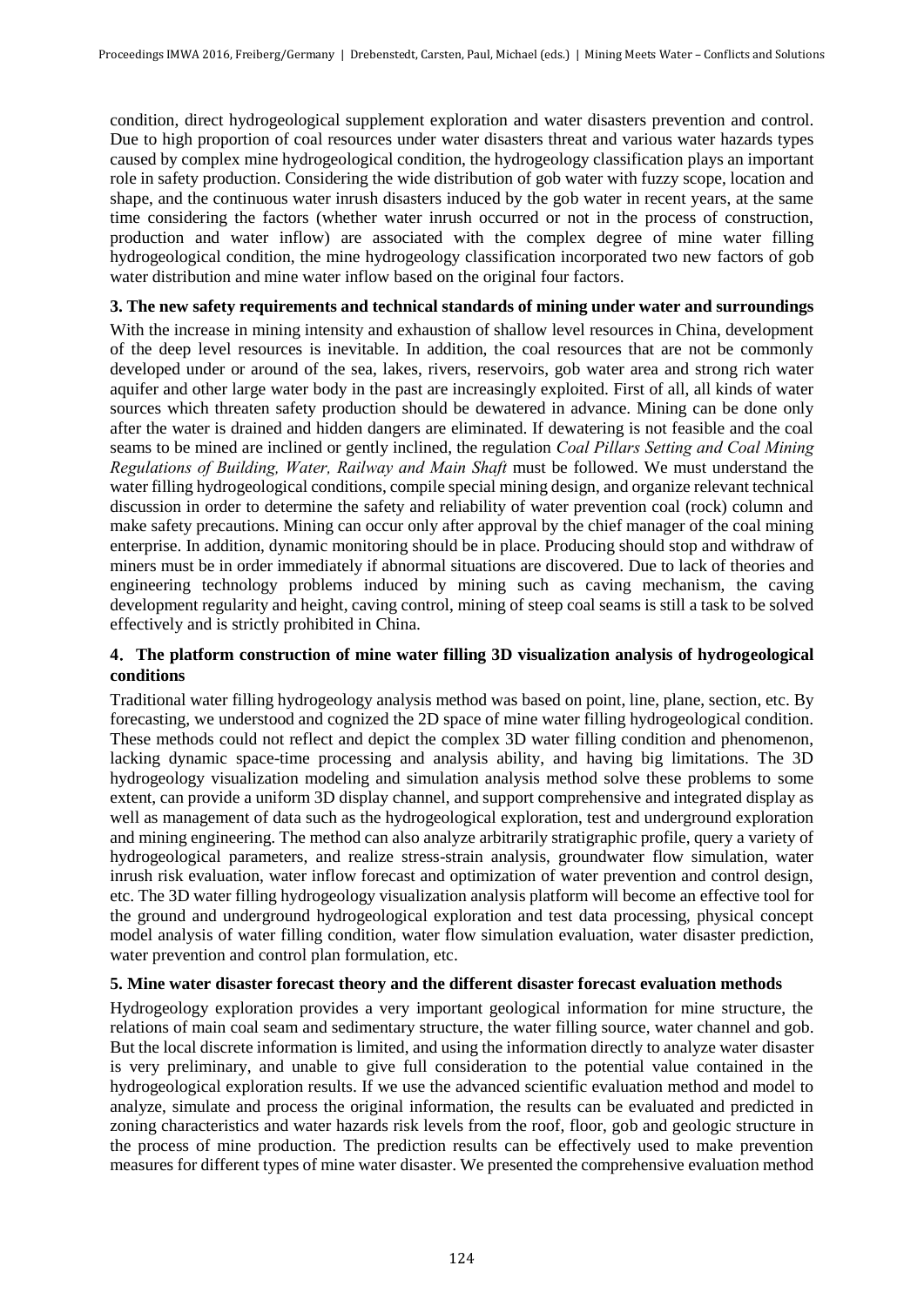condition, direct hydrogeological supplement exploration and water disasters prevention and control. Due to high proportion of coal resources under water disasters threat and various water hazards types caused by complex mine hydrogeological condition, the hydrogeology classification plays an important role in safety production. Considering the wide distribution of gob water with fuzzy scope, location and shape, and the continuous water inrush disasters induced by the gob water in recent years, at the same time considering the factors (whether water inrush occurred or not in the process of construction, production and water inflow) are associated with the complex degree of mine water filling hydrogeological condition, the mine hydrogeology classification incorporated two new factors of gob water distribution and mine water inflow based on the original four factors.

### 3. The new safety requirements and technical standards of mining under water and surroundings

With the increase in mining intensity and exhaustion of shallow level resources in China, development of the deep level resources is inevitable. In addition, the coal resources that are not be commonly developed under or around of the sea, lakes, rivers, reservoirs, gob water area and strong rich water aquifer and other large water body in the past are increasingly exploited. First of all, all kinds of water sources which threaten safety production should be dewatered in advance. Mining can be done only after the water is drained and hidden dangers are eliminated. If dewatering is not feasible and the coal seams to be mined are inclined or gently inclined, the regulation *Coal Pillars Setting and Coal Mining Regulations of Building, Water, Railway and Main Shaft* must be followed. We must understand the water filling hydrogeological conditions, compile special mining design, and organize relevant technical discussion in order to determine the safety and reliability of water prevention coal (rock) column and make safety precautions. Mining can occur only after approval by the chief manager of the coal mining enterprise. In addition, dynamic monitoring should be in place. Producing should stop and withdraw of miners must be in order immediately if abnormal situations are discovered. Due to lack of theories and engineering technology problems induced by mining such as caving mechanism, the caving development regularity and height, caving control, mining of steep coal seams is still a task to be solved effectively and is strictly prohibited in China.

### 4. The platform construction of mine water filling 3D visualization analysis of hydrogeological conditions

Traditional water filling hydrogeology analysis method was based on point, line, plane, section, etc. By forecasting, we understood and cognized the 2D space of mine water filling hydrogeological condition. These methods could not reflect and depict the complex 3D water filling condition and phenomenon, lacking dynamic space-time processing and analysis ability, and having big limitations. The 3D hydrogeology visualization modeling and simulation analysis method solve these problems to some extent, can provide a uniform 3D display channel, and support comprehensive and integrated display as well as management of data such as the hydrogeological exploration, test and underground exploration and mining engineering. The method can also analyze arbitrarily stratigraphic profile, query a variety of hydrogeological parameters, and realize stress-strain analysis, groundwater flow simulation, water inrush risk evaluation, water inflow forecast and optimization of water prevention and control design, etc. The 3D water filling hydrogeology visualization analysis platform will become an effective tool for the ground and underground hydrogeological exploration and test data processing, physical concept model analysis of water filling condition, water flow simulation evaluation, water disaster prediction, water prevention and control plan formulation, etc.

### 5. Mine water disaster forecast theory and the different disaster forecast evaluation methods

Hydrogeology exploration provides a very important geological information for mine structure, the relations of main coal seam and sedimentary structure, the water filling source, water channel and gob. But the local discrete information is limited, and using the information directly to analyze water disaster is very preliminary, and unable to give full consideration to the potential value contained in the hydrogeological exploration results. If we use the advanced scientific evaluation method and model to analyze, simulate and process the original information, the results can be evaluated and predicted in zoning characteristics and water hazards risk levels from the roof, floor, gob and geologic structure in the process of mine production. The prediction results can be effectively used to make prevention measures for different types of mine water disaster. We presented the comprehensive evaluation method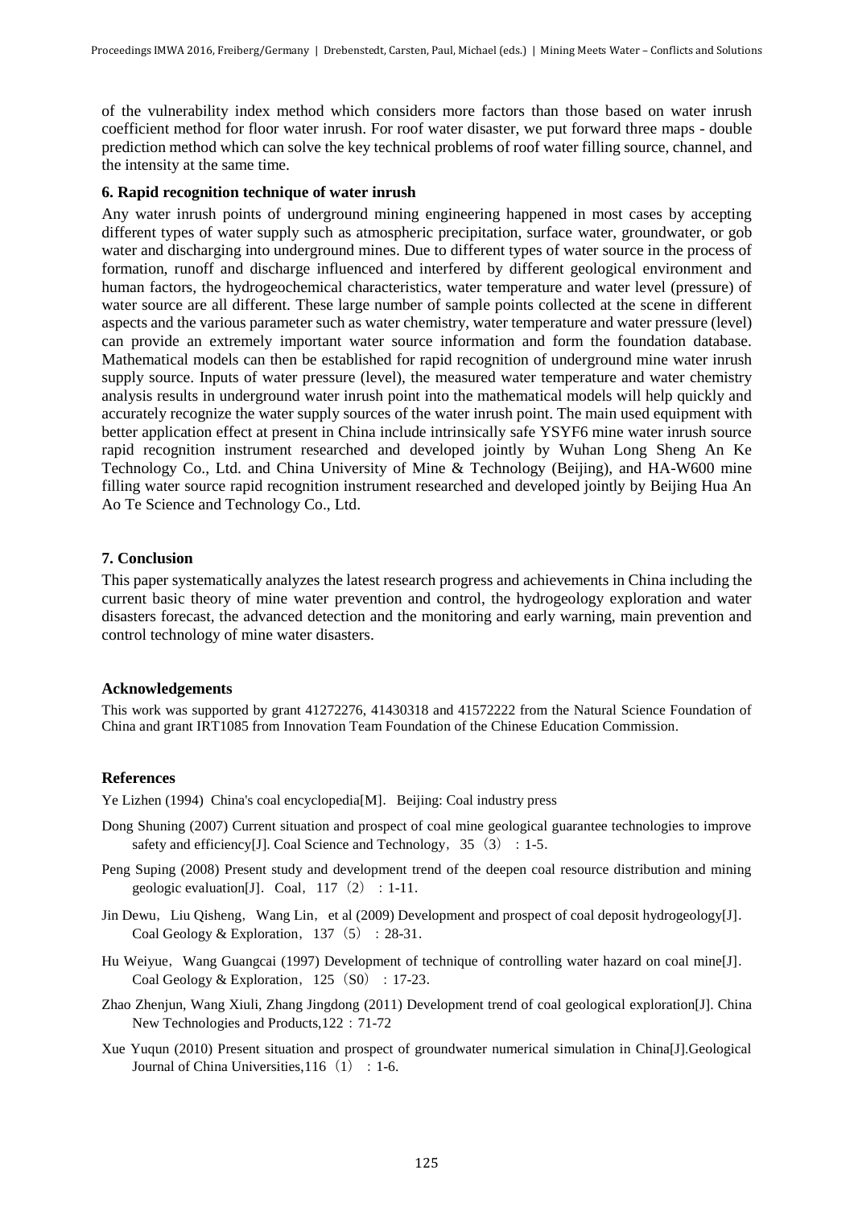of the vulnerability index method which considers more factors than those based on water inrush coefficient method for floor water inrush. For roof water disaster, we put forward three maps - double prediction method which can solve the key technical problems of roof water filling source, channel, and the intensity at the same time.

## 6. Rapid recognition technique of water inrush

Any water inrush points of underground mining engineering happened in most cases by accepting different types of water supply such as atmospheric precipitation, surface water, groundwater, or gob water and discharging into underground mines. Due to different types of water source in the process of formation, runoff and discharge influenced and interfered by different geological environment and human factors, the hydrogeochemical characteristics, water temperature and water level (pressure) of water source are all different. These large number of sample points collected at the scene in different aspects and the various parameter such as water chemistry, water temperature and water pressure (level) can provide an extremely important water source information and form the foundation database. Mathematical models can then be established for rapid recognition of underground mine water inrush supply source. Inputs of water pressure (level), the measured water temperature and water chemistry analysis results in underground water inrush point into the mathematical models will help quickly and accurately recognize the water supply sources of the water inrush point. The main used equipment with better application effect at present in China include intrinsically safe YSYF6 mine water inrush source rapid recognition instrument researched and developed jointly by Wuhan Long Sheng An Ke Technology Co., Ltd. and China University of Mine & Technology (Beijing), and HA-W600 mine filling water source rapid recognition instrument researched and developed jointly by Beijing Hua An Ao Te Science and Technology Co., Ltd.

## 7. Conclusion

This paper systematically analyzes the latest research progress and achievements in China including the current basic theory of mine water prevention and control, the hydrogeology exploration and water disasters forecast, the advanced detection and the monitoring and early warning, main prevention and control technology of mine water disasters.

## Acknowledgements

This work was supported by grant 41272276, 41430318 and 41572222 from the Natural Science Foundation of China and grant IRT1085 from Innovation Team Foundation of the Chinese Education Commission.

## References

Ye Lizhen (1994) China's coal encyclopedia[M]. Beijing: Coal industry press

Dong Shuning (2007) Current situation and prospect of coal mine geological guarantee technologies to improve safety and efficiency[J]. Coal Science and Technology，35（3）：1-5.

Peng Suping (2008) Present study and development trend of the deepen coal resource distribution and mining geologic evaluation[J]. Coal，117（2）：1-11.

Jin Dewu，Liu Qisheng，Wang Lin，et al (2009) Development and prospect of coal deposit hydrogeology[J]. Coal Geology & Exploration，137（5）：28-31.

Hu Weiyue，Wang Guangcai (1997) Development of technique of controlling water hazard on coal mine[J]. Coal Geology & Exploration，125（S0）：17-23.

Zhao Zhenjun, Wang Xiuli, Zhang Jingdong (2011) Development trend of coal geological exploration[J]. China New Technologies and Products,122：71-72

Xue Yuqun (2010) Present situation and prospect of groundwater numerical simulation in China[J].Geological Journal of China Universities,116（1）：1-6.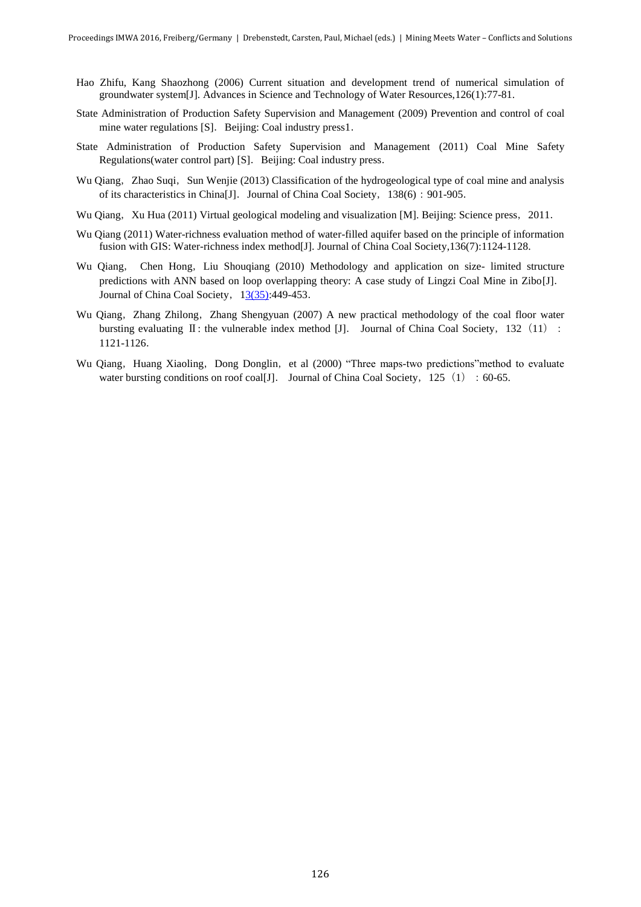Hao Zhifu, Kang Shaozhong (2006) Current situation and development trend of numerical simulation of groundwater system[J]. Advances in Science and Technology of Water Resources,126(1):77-81.

State Administration of Production Safety Supervision and Management (2009) Prevention and control of coal mine water regulations [S]. Beijing: Coal industry press1.

State Administration of Production Safety Supervision and Management (2011) Coal Mine Safety Regulations(water control part) [S]. Beijing: Coal industry press.

Wu Qiang，Zhao Suqi，Sun Wenjie (2013) Classification of the hydrogeological type of coal mine and analysis of its characteristics in China[J]. Journal of China Coal Society，138(6)：901-905.

Wu Qiang，Xu Hua (2011) Virtual geological modeling and visualization [M]. Beijing: Science press，2011.

Wu Qiang (2011) Water-richness evaluation method of water-filled aquifer based on the principle of information fusion with GIS: Water-richness index method[J]. Journal of China Coal Society,136(7):1124-1128.

Wu Qiang，Chen Hong，Liu Shouqiang (2010) Methodology and application on size- limited structure predictions with ANN based on loop overlapping theory: A case study of Lingzi Coal Mine in Zibo[J]. Journal of China Coal Society，13(35):449-453.

Wu Qiang，Zhang Zhilong，Zhang Shengyuan (2007) A new practical methodology of the coal floor water bursting evaluating Ⅱ: the vulnerable index method [J]. Journal of China Coal Society，132（11）：1121-1126.

Wu Qiang，Huang Xiaoling，Dong Donglin，et al (2000) "Three maps-two predictions"method to evaluate water bursting conditions on roof coal[J]. Journal of China Coal Society，125（1）：60-65.